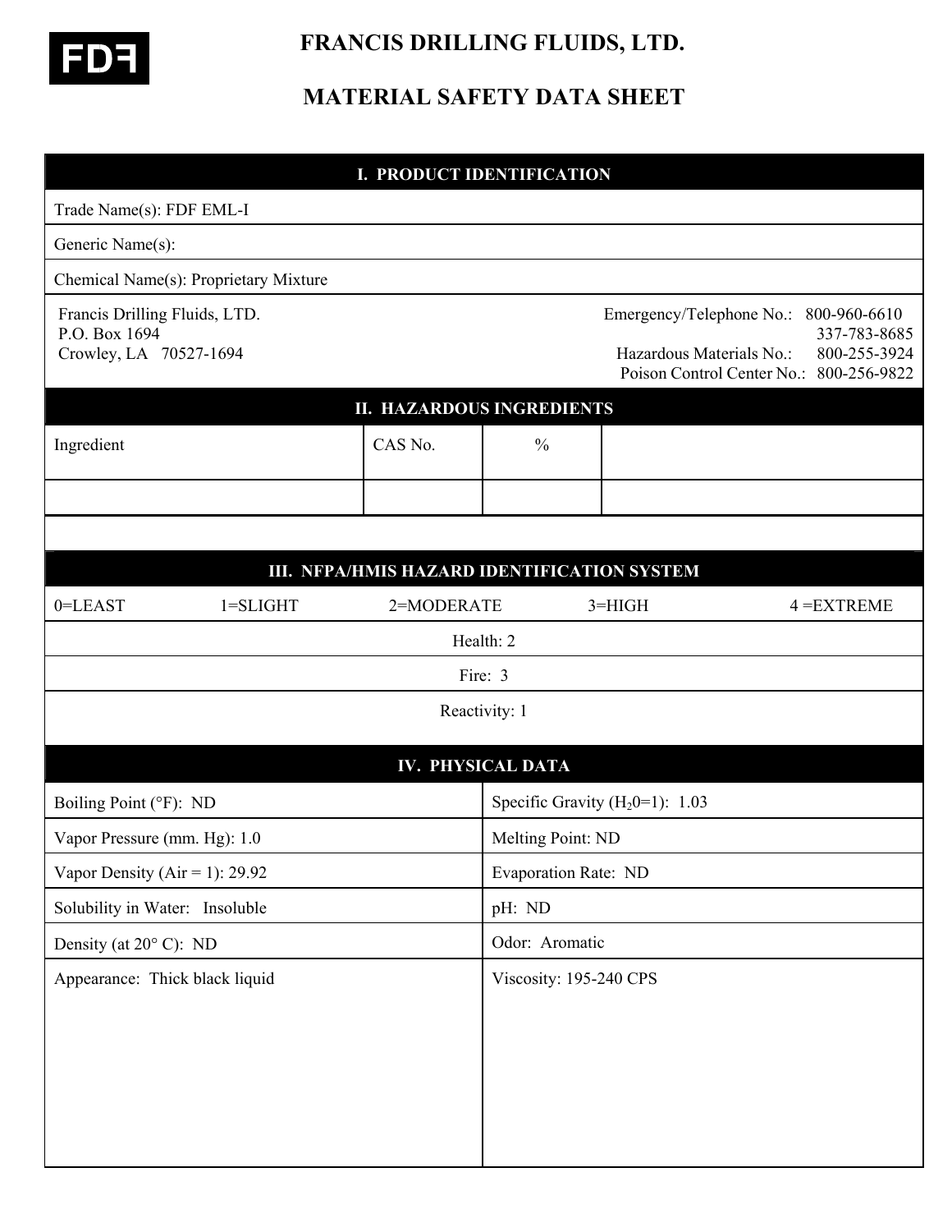FDF

# FRANCIS DRILLING FLUIDS, LTD.

# MATERIAL SAFETY DATA SHEET

## I. PRODUCT IDENTIFICATION

Trade Name(s): FDF EML-I

Generic Name(s):

Chemical Name(s): Proprietary Mixture

Francis Drilling Fluids, LTD.
P.O. Box 1694
Crowley, LA 70527-1694

Emergency/Telephone No.: 800-960-6610
337-783-8685
Hazardous Materials No.: 800-255-3924
Poison Control Center No.: 800-256-9822

## II. HAZARDOUS INGREDIENTS

| Ingredient | CAS No. | % | |
|---|---|---|---|
| | | | |

## III. NFPA/HMIS HAZARD IDENTIFICATION SYSTEM

0=LEAST 1=SLIGHT 2=MODERATE 3=HIGH 4 =EXTREME

Health: 2

Fire: 3

Reactivity: 1

## IV. PHYSICAL DATA

| | |
|---|---|
| Boiling Point (°F): ND | Specific Gravity ($H_2O$=1): 1.03 |
| Vapor Pressure (mm. Hg): 1.0 | Melting Point: ND |
| Vapor Density (Air = 1): 29.92 | Evaporation Rate: ND |
| Solubility in Water: Insoluble | pH: ND |
| Density (at 20° C): ND | Odor: Aromatic |
| Appearance: Thick black liquid | Viscosity: 195-240 CPS |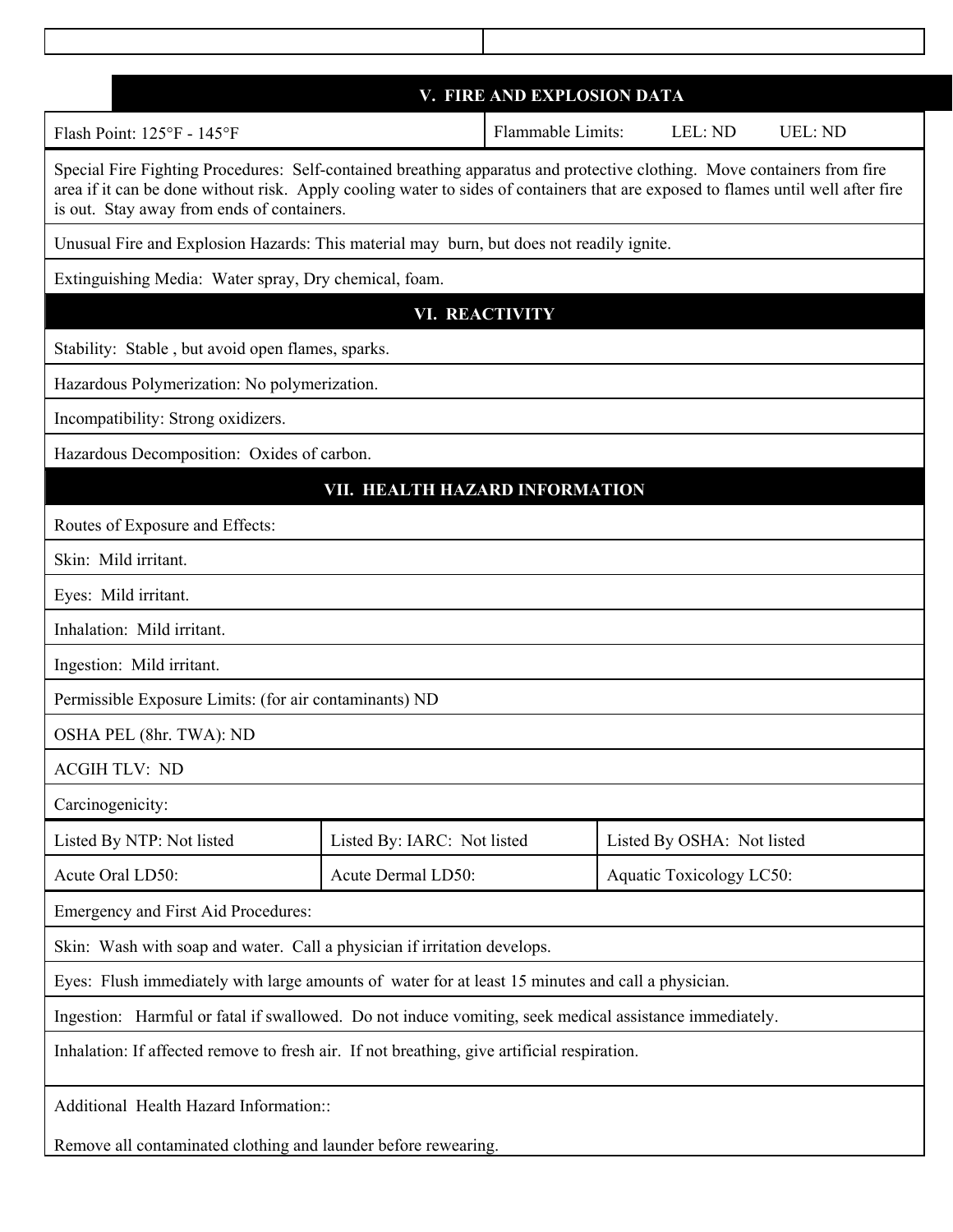## V. FIRE AND EXPLOSION DATA

| Flash Point: 125°F - 145°F | Flammable Limits: LEL: ND UEL: ND |
|---|---|

Special Fire Fighting Procedures: Self-contained breathing apparatus and protective clothing. Move containers from fire area if it can be done without risk. Apply cooling water to sides of containers that are exposed to flames until well after fire is out. Stay away from ends of containers.

Unusual Fire and Explosion Hazards: This material may burn, but does not readily ignite.

Extinguishing Media: Water spray, Dry chemical, foam.

## VI. REACTIVITY

Stability: Stable , but avoid open flames, sparks.

Hazardous Polymerization: No polymerization.

Incompatibility: Strong oxidizers.

Hazardous Decomposition: Oxides of carbon.

## VII. HEALTH HAZARD INFORMATION

Routes of Exposure and Effects:

Skin: Mild irritant.

Eyes: Mild irritant.

Inhalation: Mild irritant.

Ingestion: Mild irritant.

Permissible Exposure Limits: (for air contaminants) ND

OSHA PEL (8hr. TWA): ND

ACGIH TLV: ND

Carcinogenicity:

| Listed By NTP: Not listed | Listed By: IARC: Not listed | Listed By OSHA: Not listed |
|---|---|---|
| Acute Oral LD50: | Acute Dermal LD50: | Aquatic Toxicology LC50: |

Emergency and First Aid Procedures:

Skin: Wash with soap and water. Call a physician if irritation develops.

Eyes: Flush immediately with large amounts of water for at least 15 minutes and call a physician.

Ingestion: Harmful or fatal if swallowed. Do not induce vomiting, seek medical assistance immediately.

Inhalation: If affected remove to fresh air. If not breathing, give artificial respiration.

Additional Health Hazard Information::

Remove all contaminated clothing and launder before rewearing.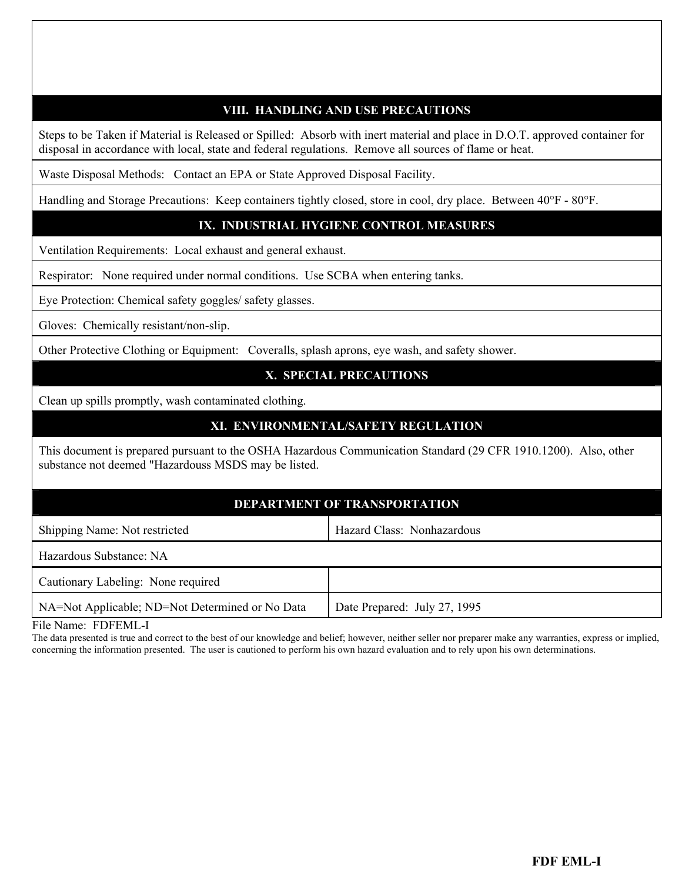## VIII. HANDLING AND USE PRECAUTIONS

Steps to be Taken if Material is Released or Spilled: Absorb with inert material and place in D.O.T. approved container for disposal in accordance with local, state and federal regulations. Remove all sources of flame or heat.

Waste Disposal Methods: Contact an EPA or State Approved Disposal Facility.

Handling and Storage Precautions: Keep containers tightly closed, store in cool, dry place. Between 40°F - 80°F.

## IX. INDUSTRIAL HYGIENE CONTROL MEASURES

Ventilation Requirements: Local exhaust and general exhaust.

Respirator: None required under normal conditions. Use SCBA when entering tanks.

Eye Protection: Chemical safety goggles/ safety glasses.

Gloves: Chemically resistant/non-slip.

Other Protective Clothing or Equipment: Coveralls, splash aprons, eye wash, and safety shower.

## X. SPECIAL PRECAUTIONS

Clean up spills promptly, wash contaminated clothing.

## XI. ENVIRONMENTAL/SAFETY REGULATION

This document is prepared pursuant to the OSHA Hazardous Communication Standard (29 CFR 1910.1200). Also, other substance not deemed "Hazardouss MSDS may be listed.

## DEPARTMENT OF TRANSPORTATION

| | |
|---|---|
| Shipping Name: Not restricted | Hazard Class: Nonhazardous |
| Hazardous Substance: NA | |
| Cautionary Labeling: None required | |
| NA=Not Applicable; ND=Not Determined or No Data | Date Prepared: July 27, 1995 |

File Name: FDFEML-I

The data presented is true and correct to the best of our knowledge and belief; however, neither seller nor preparer make any warranties, express or implied, concerning the information presented. The user is cautioned to perform his own hazard evaluation and to rely upon his own determinations.

**FDF EML-I**